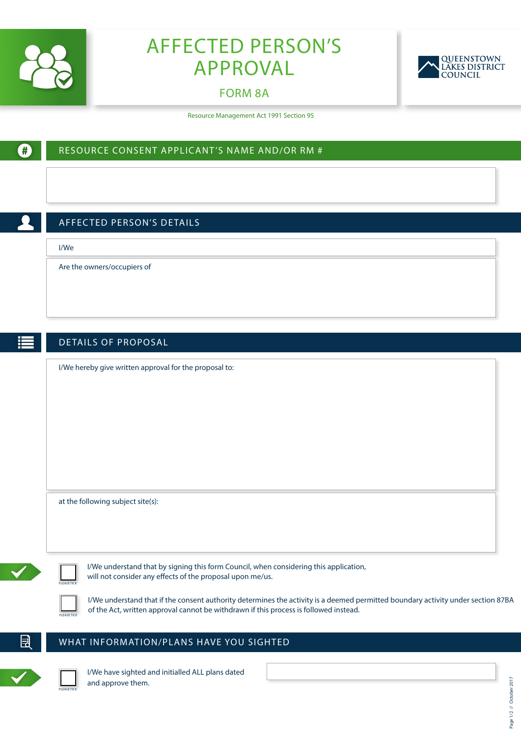# AFFECTED PERSON'S APPROVAL

## FORM 8A

QUEENSTOWN LAKES DISTRICT COUNCIL

Resource Management Act 1991 Section 95

## RESOURCE CONSENT APPLICANT'S NAME AND/OR RM #

## AFFECTED PERSON'S DETAILS

I/We

Are the owners/occupiers of

## DETAILS OF PROPOSAL

I/We hereby give written approval for the proposal to:

at the following subject site(s):

☐ I/We understand that by signing this form Council, when considering this application, will not consider any effects of the proposal upon me/us.

☐ I/We understand that if the consent authority determines the activity is a deemed permitted boundary activity under section 87BA of the Act, written approval cannot be withdrawn if this process is followed instead.

PLEASE TICK

## WHAT INFORMATION/PLANS HAVE YOU SIGHTED

☐ I/We have sighted and initialled ALL plans dated ____________ and approve them.

PLEASE TICK

October 2017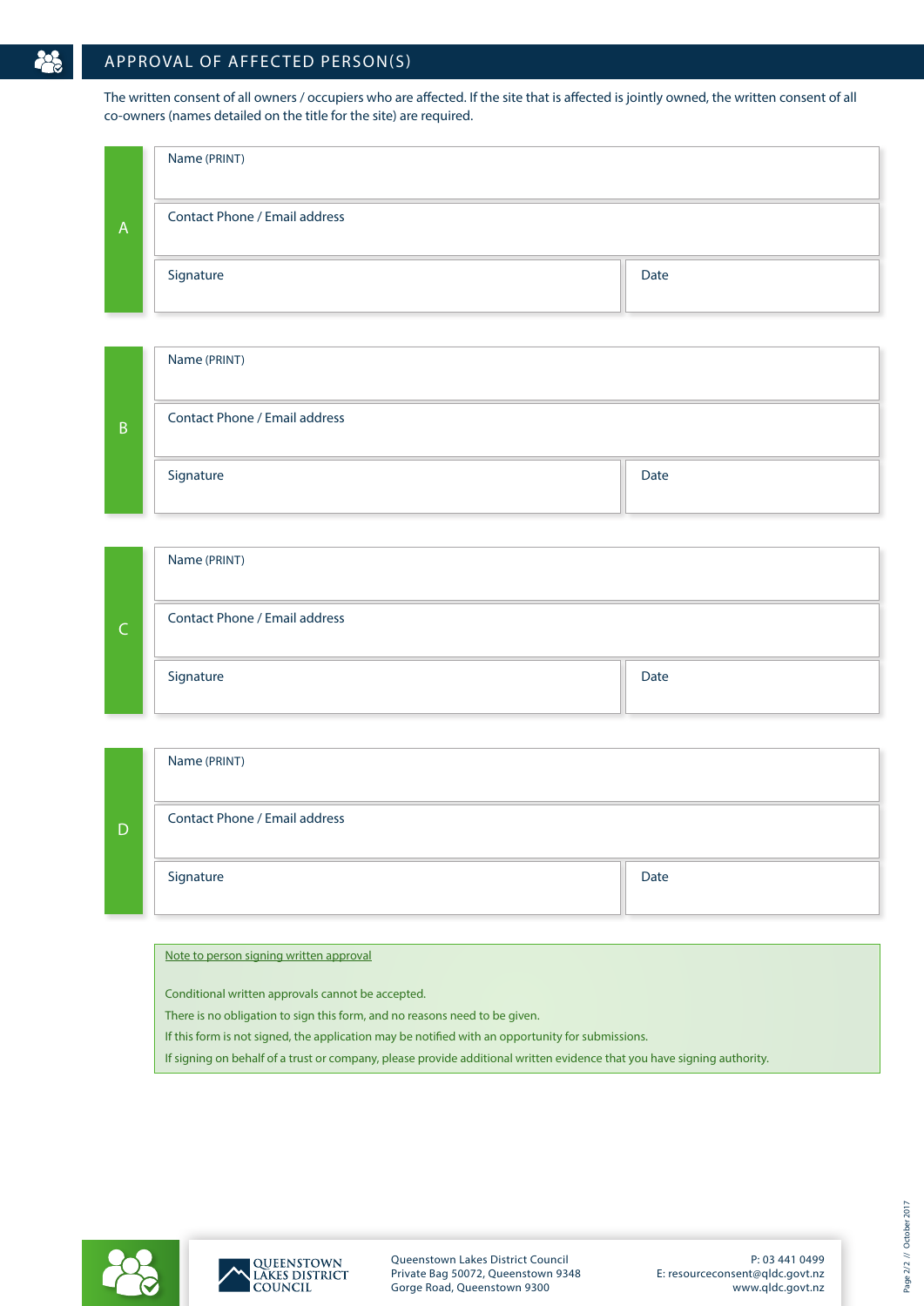## APPROVAL OF AFFECTED PERSON(S)

The written consent of all owners / occupiers who are affected. If the site that is affected is jointly owned, the written consent of all co-owners (names detailed on the title for the site) are required.

| | | |
|---|---|---|
| A | Name (PRINT) | |
| | Contact Phone / Email address | |
| | Signature | Date |

| | | |
|---|---|---|
| B | Name (PRINT) | |
| | Contact Phone / Email address | |
| | Signature | Date |

| | | |
|---|---|---|
| C | Name (PRINT) | |
| | Contact Phone / Email address | |
| | Signature | Date |

| | | |
|---|---|---|
| D | Name (PRINT) | |
| | Contact Phone / Email address | |
| | Signature | Date |

Note to person signing written approval

Conditional written approvals cannot be accepted.

There is no obligation to sign this form, and no reasons need to be given.

If this form is not signed, the application may be notified with an opportunity for submissions.

If signing on behalf of a trust or company, please provide additional written evidence that you have signing authority.

QUEENSTOWN LAKES DISTRICT COUNCIL

Queenstown Lakes District Council
Private Bag 50072, Queenstown 9348
Gorge Road, Queenstown 9300

P: 03 441 0499
E: resourceconsent@qldc.govt.nz
www.qldc.govt.nz